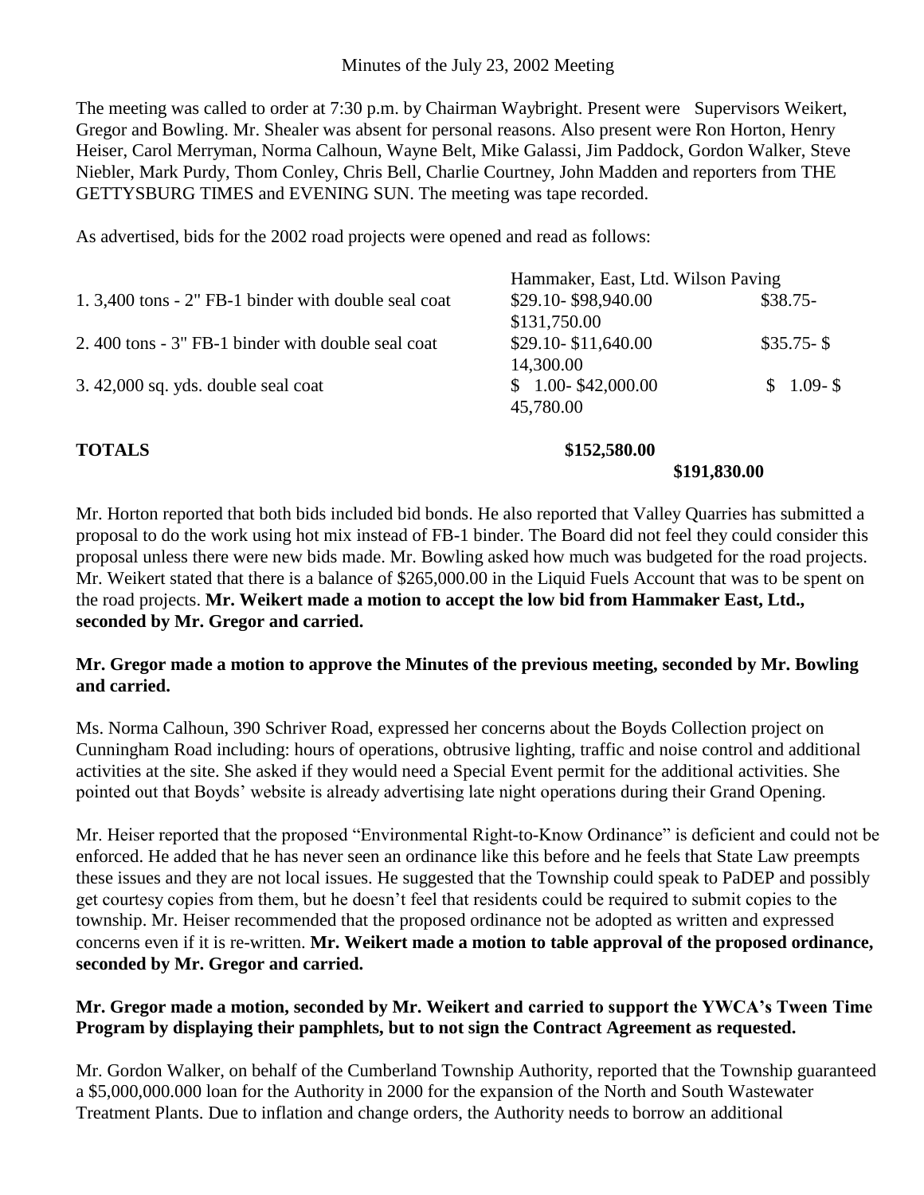Minutes of the July 23, 2002 Meeting

The meeting was called to order at 7:30 p.m. by Chairman Waybright. Present were Supervisors Weikert, Gregor and Bowling. Mr. Shealer was absent for personal reasons. Also present were Ron Horton, Henry Heiser, Carol Merryman, Norma Calhoun, Wayne Belt, Mike Galassi, Jim Paddock, Gordon Walker, Steve Niebler, Mark Purdy, Thom Conley, Chris Bell, Charlie Courtney, John Madden and reporters from THE GETTYSBURG TIMES and EVENING SUN. The meeting was tape recorded.

As advertised, bids for the 2002 road projects were opened and read as follows:

| | Hammaker, East, Ltd. | Wilson Paving |
|---|---|---|
| 1. 3,400 tons - 2" FB-1 binder with double seal coat | $29.10- $98,940.00 | $38.75- $131,750.00 |
| 2. 400 tons - 3" FB-1 binder with double seal coat | $29.10- $11,640.00 | $35.75- $ 14,300.00 |
| 3. 42,000 sq. yds. double seal coat | $ 1.00- $42,000.00 | $ 1.09- $ 45,780.00 |
| **TOTALS** | **$152,580.00** | **$191,830.00** |

Mr. Horton reported that both bids included bid bonds. He also reported that Valley Quarries has submitted a proposal to do the work using hot mix instead of FB-1 binder. The Board did not feel they could consider this proposal unless there were new bids made. Mr. Bowling asked how much was budgeted for the road projects. Mr. Weikert stated that there is a balance of $265,000.00 in the Liquid Fuels Account that was to be spent on the road projects. **Mr. Weikert made a motion to accept the low bid from Hammaker East, Ltd., seconded by Mr. Gregor and carried.**

**Mr. Gregor made a motion to approve the Minutes of the previous meeting, seconded by Mr. Bowling and carried.**

Ms. Norma Calhoun, 390 Schriver Road, expressed her concerns about the Boyds Collection project on Cunningham Road including: hours of operations, obtrusive lighting, traffic and noise control and additional activities at the site. She asked if they would need a Special Event permit for the additional activities. She pointed out that Boyds' website is already advertising late night operations during their Grand Opening.

Mr. Heiser reported that the proposed "Environmental Right-to-Know Ordinance" is deficient and could not be enforced. He added that he has never seen an ordinance like this before and he feels that State Law preempts these issues and they are not local issues. He suggested that the Township could speak to PaDEP and possibly get courtesy copies from them, but he doesn't feel that residents could be required to submit copies to the township. Mr. Heiser recommended that the proposed ordinance not be adopted as written and expressed concerns even if it is re-written. **Mr. Weikert made a motion to table approval of the proposed ordinance, seconded by Mr. Gregor and carried.**

**Mr. Gregor made a motion, seconded by Mr. Weikert and carried to support the YWCA's Tween Time Program by displaying their pamphlets, but to not sign the Contract Agreement as requested.**

Mr. Gordon Walker, on behalf of the Cumberland Township Authority, reported that the Township guaranteed a $5,000,000.000 loan for the Authority in 2000 for the expansion of the North and South Wastewater Treatment Plants. Due to inflation and change orders, the Authority needs to borrow an additional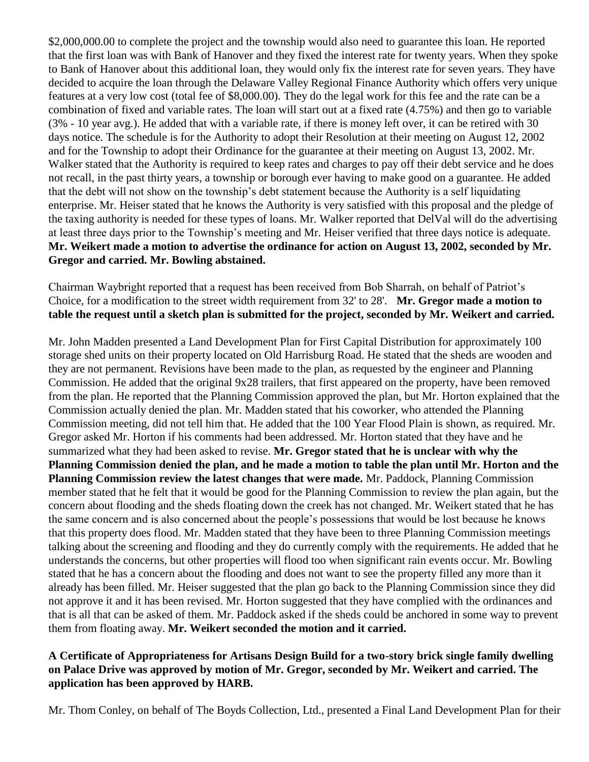$2,000,000.00 to complete the project and the township would also need to guarantee this loan. He reported that the first loan was with Bank of Hanover and they fixed the interest rate for twenty years. When they spoke to Bank of Hanover about this additional loan, they would only fix the interest rate for seven years. They have decided to acquire the loan through the Delaware Valley Regional Finance Authority which offers very unique features at a very low cost (total fee of $8,000.00). They do the legal work for this fee and the rate can be a combination of fixed and variable rates. The loan will start out at a fixed rate (4.75%) and then go to variable (3% - 10 year avg.). He added that with a variable rate, if there is money left over, it can be retired with 30 days notice. The schedule is for the Authority to adopt their Resolution at their meeting on August 12, 2002 and for the Township to adopt their Ordinance for the guarantee at their meeting on August 13, 2002. Mr. Walker stated that the Authority is required to keep rates and charges to pay off their debt service and he does not recall, in the past thirty years, a township or borough ever having to make good on a guarantee. He added that the debt will not show on the township's debt statement because the Authority is a self liquidating enterprise. Mr. Heiser stated that he knows the Authority is very satisfied with this proposal and the pledge of the taxing authority is needed for these types of loans. Mr. Walker reported that DelVal will do the advertising at least three days prior to the Township's meeting and Mr. Heiser verified that three days notice is adequate. **Mr. Weikert made a motion to advertise the ordinance for action on August 13, 2002, seconded by Mr. Gregor and carried. Mr. Bowling abstained.**

Chairman Waybright reported that a request has been received from Bob Sharrah, on behalf of Patriot's Choice, for a modification to the street width requirement from 32' to 28'. **Mr. Gregor made a motion to table the request until a sketch plan is submitted for the project, seconded by Mr. Weikert and carried.**

Mr. John Madden presented a Land Development Plan for First Capital Distribution for approximately 100 storage shed units on their property located on Old Harrisburg Road. He stated that the sheds are wooden and they are not permanent. Revisions have been made to the plan, as requested by the engineer and Planning Commission. He added that the original 9x28 trailers, that first appeared on the property, have been removed from the plan. He reported that the Planning Commission approved the plan, but Mr. Horton explained that the Commission actually denied the plan. Mr. Madden stated that his coworker, who attended the Planning Commission meeting, did not tell him that. He added that the 100 Year Flood Plain is shown, as required. Mr. Gregor asked Mr. Horton if his comments had been addressed. Mr. Horton stated that they have and he summarized what they had been asked to revise. **Mr. Gregor stated that he is unclear with why the Planning Commission denied the plan, and he made a motion to table the plan until Mr. Horton and the Planning Commission review the latest changes that were made.** Mr. Paddock, Planning Commission member stated that he felt that it would be good for the Planning Commission to review the plan again, but the concern about flooding and the sheds floating down the creek has not changed. Mr. Weikert stated that he has the same concern and is also concerned about the people's possessions that would be lost because he knows that this property does flood. Mr. Madden stated that they have been to three Planning Commission meetings talking about the screening and flooding and they do currently comply with the requirements. He added that he understands the concerns, but other properties will flood too when significant rain events occur. Mr. Bowling stated that he has a concern about the flooding and does not want to see the property filled any more than it already has been filled. Mr. Heiser suggested that the plan go back to the Planning Commission since they did not approve it and it has been revised. Mr. Horton suggested that they have complied with the ordinances and that is all that can be asked of them. Mr. Paddock asked if the sheds could be anchored in some way to prevent them from floating away. **Mr. Weikert seconded the motion and it carried.**

**A Certificate of Appropriateness for Artisans Design Build for a two-story brick single family dwelling on Palace Drive was approved by motion of Mr. Gregor, seconded by Mr. Weikert and carried. The application has been approved by HARB.**

Mr. Thom Conley, on behalf of The Boyds Collection, Ltd., presented a Final Land Development Plan for their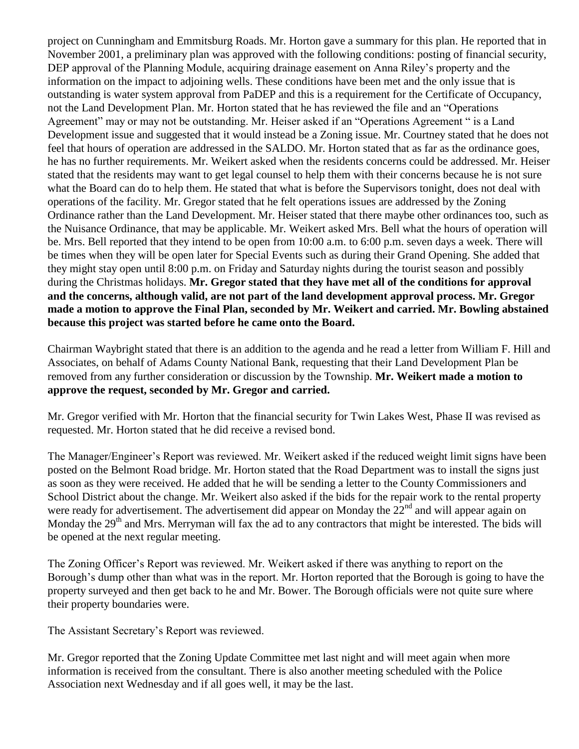project on Cunningham and Emmitsburg Roads. Mr. Horton gave a summary for this plan. He reported that in November 2001, a preliminary plan was approved with the following conditions: posting of financial security, DEP approval of the Planning Module, acquiring drainage easement on Anna Riley's property and the information on the impact to adjoining wells. These conditions have been met and the only issue that is outstanding is water system approval from PaDEP and this is a requirement for the Certificate of Occupancy, not the Land Development Plan. Mr. Horton stated that he has reviewed the file and an "Operations Agreement" may or may not be outstanding. Mr. Heiser asked if an "Operations Agreement " is a Land Development issue and suggested that it would instead be a Zoning issue. Mr. Courtney stated that he does not feel that hours of operation are addressed in the SALDO. Mr. Horton stated that as far as the ordinance goes, he has no further requirements. Mr. Weikert asked when the residents concerns could be addressed. Mr. Heiser stated that the residents may want to get legal counsel to help them with their concerns because he is not sure what the Board can do to help them. He stated that what is before the Supervisors tonight, does not deal with operations of the facility. Mr. Gregor stated that he felt operations issues are addressed by the Zoning Ordinance rather than the Land Development. Mr. Heiser stated that there maybe other ordinances too, such as the Nuisance Ordinance, that may be applicable. Mr. Weikert asked Mrs. Bell what the hours of operation will be. Mrs. Bell reported that they intend to be open from 10:00 a.m. to 6:00 p.m. seven days a week. There will be times when they will be open later for Special Events such as during their Grand Opening. She added that they might stay open until 8:00 p.m. on Friday and Saturday nights during the tourist season and possibly during the Christmas holidays. **Mr. Gregor stated that they have met all of the conditions for approval and the concerns, although valid, are not part of the land development approval process. Mr. Gregor made a motion to approve the Final Plan, seconded by Mr. Weikert and carried. Mr. Bowling abstained because this project was started before he came onto the Board.**

Chairman Waybright stated that there is an addition to the agenda and he read a letter from William F. Hill and Associates, on behalf of Adams County National Bank, requesting that their Land Development Plan be removed from any further consideration or discussion by the Township. **Mr. Weikert made a motion to approve the request, seconded by Mr. Gregor and carried.**

Mr. Gregor verified with Mr. Horton that the financial security for Twin Lakes West, Phase II was revised as requested. Mr. Horton stated that he did receive a revised bond.

The Manager/Engineer's Report was reviewed. Mr. Weikert asked if the reduced weight limit signs have been posted on the Belmont Road bridge. Mr. Horton stated that the Road Department was to install the signs just as soon as they were received. He added that he will be sending a letter to the County Commissioners and School District about the change. Mr. Weikert also asked if the bids for the repair work to the rental property were ready for advertisement. The advertisement did appear on Monday the 22nd and will appear again on Monday the 29th and Mrs. Merryman will fax the ad to any contractors that might be interested. The bids will be opened at the next regular meeting.

The Zoning Officer's Report was reviewed. Mr. Weikert asked if there was anything to report on the Borough's dump other than what was in the report. Mr. Horton reported that the Borough is going to have the property surveyed and then get back to he and Mr. Bower. The Borough officials were not quite sure where their property boundaries were.

The Assistant Secretary's Report was reviewed.

Mr. Gregor reported that the Zoning Update Committee met last night and will meet again when more information is received from the consultant. There is also another meeting scheduled with the Police Association next Wednesday and if all goes well, it may be the last.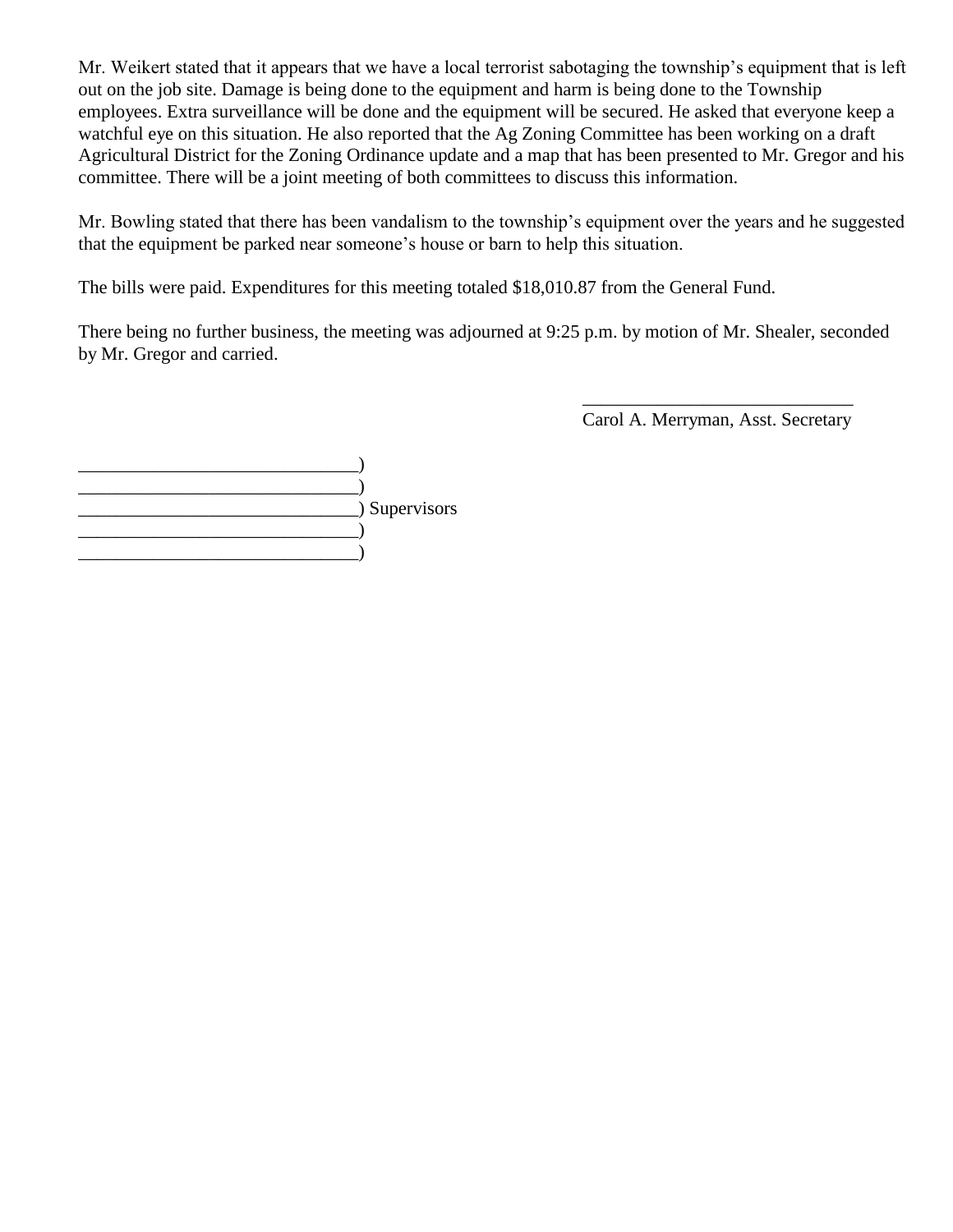Mr. Weikert stated that it appears that we have a local terrorist sabotaging the township's equipment that is left out on the job site. Damage is being done to the equipment and harm is being done to the Township employees. Extra surveillance will be done and the equipment will be secured. He asked that everyone keep a watchful eye on this situation. He also reported that the Ag Zoning Committee has been working on a draft Agricultural District for the Zoning Ordinance update and a map that has been presented to Mr. Gregor and his committee. There will be a joint meeting of both committees to discuss this information.

Mr. Bowling stated that there has been vandalism to the township's equipment over the years and he suggested that the equipment be parked near someone's house or barn to help this situation.

The bills were paid. Expenditures for this meeting totaled $18,010.87 from the General Fund.

There being no further business, the meeting was adjourned at 9:25 p.m. by motion of Mr. Shealer, seconded by Mr. Gregor and carried.

______________________________
Carol A. Merryman, Asst. Secretary

______________________________)
______________________________)
______________________________) Supervisors
______________________________)
______________________________)